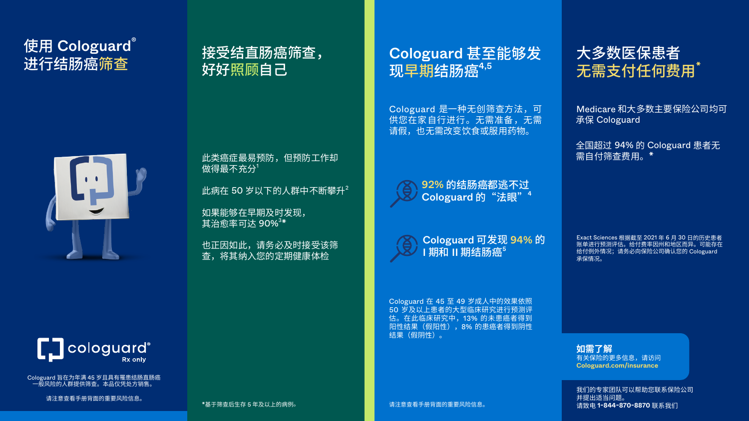# 使用 Cologuard® 进行结肠癌筛查

cologuard® Rx only

Cologuard 旨在为年满 45 岁且具有罹患结肠直肠癌一般风险的人群提供筛查。本品仅凭处方销售。

请注意查看手册背面的重要风险信息。

# 接受结直肠癌筛查，好好照顾自己

此类癌症最易预防，但预防工作却做得最不充分[1]

此病在 50 岁以下的人群中不断攀升[2]

如果能够在早期及时发现，其治愈率可达 90%[3]*

也正因如此，请务必及时接受该筛查，将其纳入您的定期健康体检

*基于筛查后生存 5 年及以上的病例。

# Cologuard 甚至能够发现早期结肠癌[4,5]

Cologuard 是一种无创筛查方法，可供您在家自行进行。无需准备，无需请假，也无需改变饮食或服用药物。

**92% 的结肠癌都逃不过 Cologuard 的“法眼”[4]**

**Cologuard 可发现 94% 的 I 期和 II 期结肠癌[5]**

Cologuard 在 45 至 49 岁成人中的效果依照 50 岁及以上患者的大型临床研究进行预测评估。在此临床研究中，13% 的未患癌者得到阳性结果（假阳性），8% 的患癌者得到阴性结果（假阴性）。

请注意查看手册背面的重要风险信息。

# 大多数医保患者无需支付任何费用*

Medicare 和大多数主要保险公司均可承保 Cologuard

全国超过 94% 的 Cologuard 患者无需自付筛查费用。*

Exact Sciences 根据截至 2021 年 6 月 30 日的历史患者账单进行预测评估。给付费率因州和地区而异。可能存在给付例外情况；请务必向保险公司确认您的 Cologuard 承保情况。

**如需了解**
有关保险的更多信息，请访问 **Cologuard.com/insurance**

我们的专家团队可以帮助您联系保险公司并提出适当问题。
请致电 **1-844-870-8870** 联系我们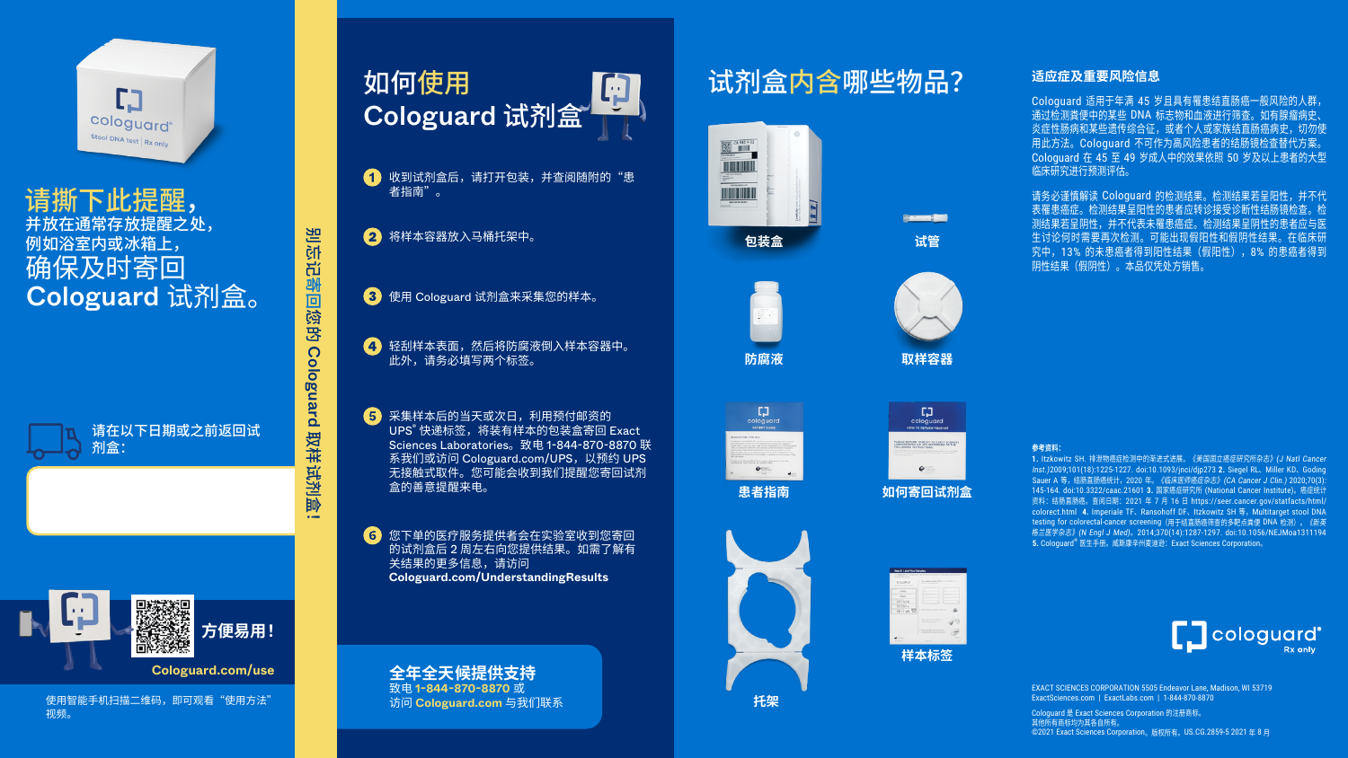**请撕下此提醒，**
并放在通常存放提醒之处，
例如浴室内或冰箱上，
**确保及时寄回 Cologuard 试剂盒。**

请在以下日期或之前返回试剂盒：

**方便易用！**

Cologuard.com/use

使用智能手机扫描二维码，即可观看"使用方法"视频。

别忘记寄回您的 Cologuard 取样试剂盒！

# 如何使用 Cologuard 试剂盒

1. 收到试剂盒后，请打开包装，并查阅随附的"患者指南"。
2. 将样本容器放入马桶托架中。
3. 使用 Cologuard 试剂盒来采集您的样本。
4. 轻刮样本表面，然后将防腐液倒入样本容器中。此外，请务必填写两个标签。
5. 采集样本后的当天或次日，利用预付邮资的 UPS® 快递标签，将装有样本的包装盒寄回 Exact Sciences Laboratories。致电 1-844-870-8870 联系我们或访问 Cologuard.com/UPS，以预约 UPS 无接触式取件。您可能会收到我们提醒您寄回试剂盒的善意提醒来电。
6. 您下单的医疗服务提供者会在实验室收到您寄回的试剂盒后 2 周左右向您提供结果。如需了解有关结果的更多信息，请访问 **Cologuard.com/UnderstandingResults**

**全年全天候提供支持**
致电 **1-844-870-8870** 或
访问 **Cologuard.com** 与我们联系

# 试剂盒内含哪些物品？

包装盒

试管

防腐液

取样容器

患者指南

如何寄回试剂盒

托架

样本标签

## 适应症及重要风险信息

Cologuard 适用于年满 45 岁且具有罹患结直肠癌一般风险的人群，通过检测粪便中的某些 DNA 标志物和血液进行筛查。如有腺瘤病史、炎症性肠病和某些遗传综合征，或者个人或家族结直肠癌病史，切勿使用此方法。Cologuard 不可作为高风险患者的结肠镜检查替代方案。Cologuard 在 45 至 49 岁成人中的效果依照 50 岁及以上患者的大型临床研究进行预测评估。

请务必谨慎解读 Cologuard 的检测结果。检测结果若呈阳性，并不代表罹患癌症。检测结果呈阳性的患者应转诊接受诊断性结肠镜检查。检测结果若呈阴性，并不代表未罹患癌症。检测结果呈阴性的患者应与医生讨论何时需要再次检测。可能出现假阳性和假阴性结果。在临床研究中，13% 的未患癌者得到阳性结果（假阳性），8% 的患癌者得到阴性结果（假阴性）。本品仅凭处方销售。

**参考资料：**
**1.** Itzkowitz SH. 排泄物癌症检测中的渐进式进展。《美国国立癌症研究所杂志》(*J Natl Cancer Inst.*)2009;101(18):1225-1227. doi:10.1093/jnci/djp273 **2.** Siegel RL、Miller KD、Goding Sauer A 等，结肠直肠癌统计，2020 年。《临床医师癌症杂志》(*CA Cancer J Clin.*) 2020;70(3):145-164. doi:10.3322/caac.21601 **3.** 国家癌症研究所 (National Cancer Institute)。癌症统计资料：结肠直肠癌。查阅日期：2021 年 7 月 16 日 https://seer.cancer.gov/statfacts/html/colorect.html **4.** Imperiale TF、Ransohoff DF、Itzkowitz SH 等，Multitarget stool DNA testing for colorectal-cancer screening（用于结直肠癌筛查的多靶点粪便 DNA 检测）。《新英格兰医学杂志》(*N Engl J Med*)。2014;370(14):1287-1297. doi:10.1056/NEJMoa1311194 **5.** Cologuard® 医生手册，威斯康辛州麦迪逊：Exact Sciences Corporation。

cologuard® Rx only

EXACT SCIENCES CORPORATION 5505 Endeavor Lane, Madison, WI 53719
ExactSciences.com | ExactLabs.com | 1-844-870-8870

Cologuard 是 Exact Sciences Corporation 的注册商标。
其他所有商标均为其各自所有。
©2021 Exact Sciences Corporation。版权所有。US.CG.2859-5 2021 年 8 月